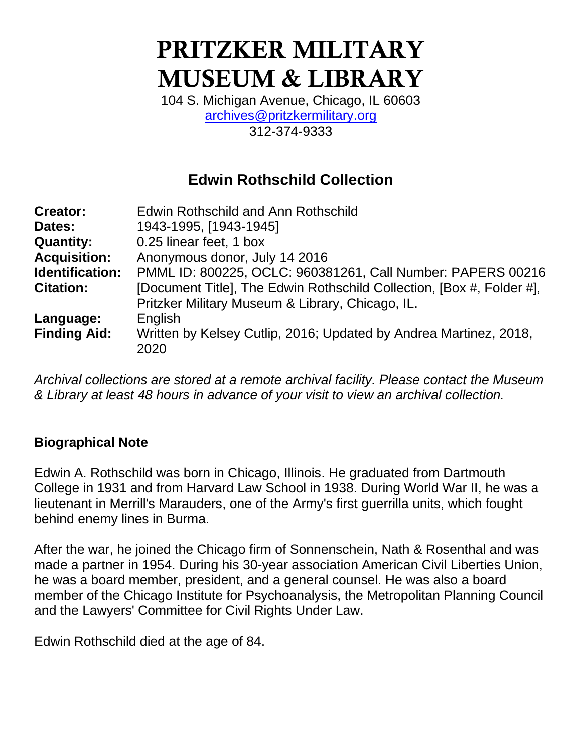# PRITZKER MILITARY MUSEUM & LIBRARY

104 S. Michigan Avenue, Chicago, IL 60603
archives@pritzkermilitary.org
312-374-9333

---

## Edwin Rothschild Collection

| | |
|---|---|
| **Creator:** | Edwin Rothschild and Ann Rothschild |
| **Dates:** | 1943-1995, [1943-1945] |
| **Quantity:** | 0.25 linear feet, 1 box |
| **Acquisition:** | Anonymous donor, July 14 2016 |
| **Identification:** | PMML ID: 800225, OCLC: 960381261, Call Number: PAPERS 00216 |
| **Citation:** | [Document Title], The Edwin Rothschild Collection, [Box #, Folder #], Pritzker Military Museum & Library, Chicago, IL. |
| **Language:** | English |
| **Finding Aid:** | Written by Kelsey Cutlip, 2016; Updated by Andrea Martinez, 2018, 2020 |

*Archival collections are stored at a remote archival facility. Please contact the Museum & Library at least 48 hours in advance of your visit to view an archival collection.*

---

### Biographical Note

Edwin A. Rothschild was born in Chicago, Illinois. He graduated from Dartmouth College in 1931 and from Harvard Law School in 1938. During World War II, he was a lieutenant in Merrill's Marauders, one of the Army's first guerrilla units, which fought behind enemy lines in Burma.

After the war, he joined the Chicago firm of Sonnenschein, Nath & Rosenthal and was made a partner in 1954. During his 30-year association American Civil Liberties Union, he was a board member, president, and a general counsel. He was also a board member of the Chicago Institute for Psychoanalysis, the Metropolitan Planning Council and the Lawyers' Committee for Civil Rights Under Law.

Edwin Rothschild died at the age of 84.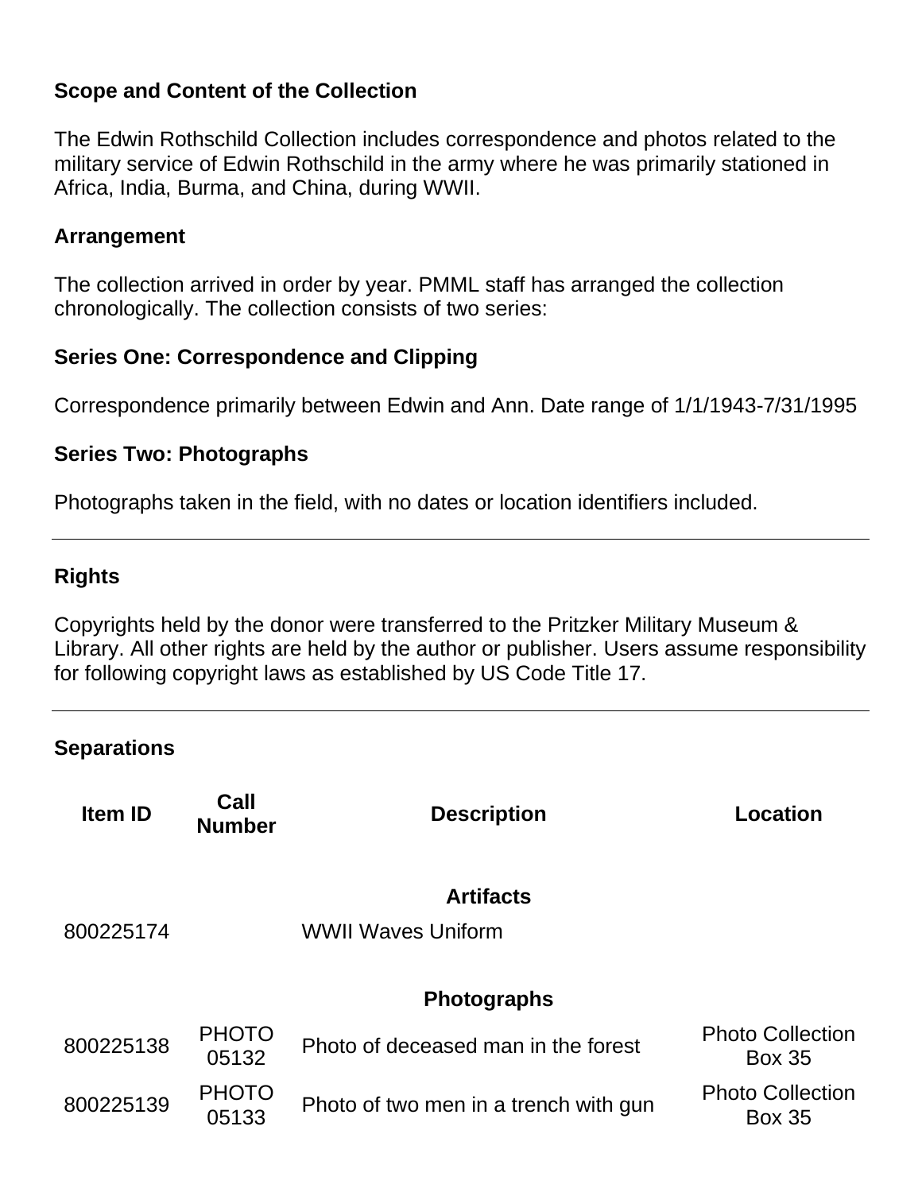### Scope and Content of the Collection

The Edwin Rothschild Collection includes correspondence and photos related to the military service of Edwin Rothschild in the army where he was primarily stationed in Africa, India, Burma, and China, during WWII.

### Arrangement

The collection arrived in order by year. PMML staff has arranged the collection chronologically. The collection consists of two series:

### Series One: Correspondence and Clipping

Correspondence primarily between Edwin and Ann. Date range of 1/1/1943-7/31/1995

### Series Two: Photographs

Photographs taken in the field, with no dates or location identifiers included.

---

### Rights

Copyrights held by the donor were transferred to the Pritzker Military Museum & Library. All other rights are held by the author or publisher. Users assume responsibility for following copyright laws as established by US Code Title 17.

---

### Separations

| Item ID | Call Number | Description | Location |
|---|---|---|---|
| | | **Artifacts** | |
| 800225174 | | WWII Waves Uniform | |
| | | **Photographs** | |
| 800225138 | PHOTO 05132 | Photo of deceased man in the forest | Photo Collection Box 35 |
| 800225139 | PHOTO 05133 | Photo of two men in a trench with gun | Photo Collection Box 35 |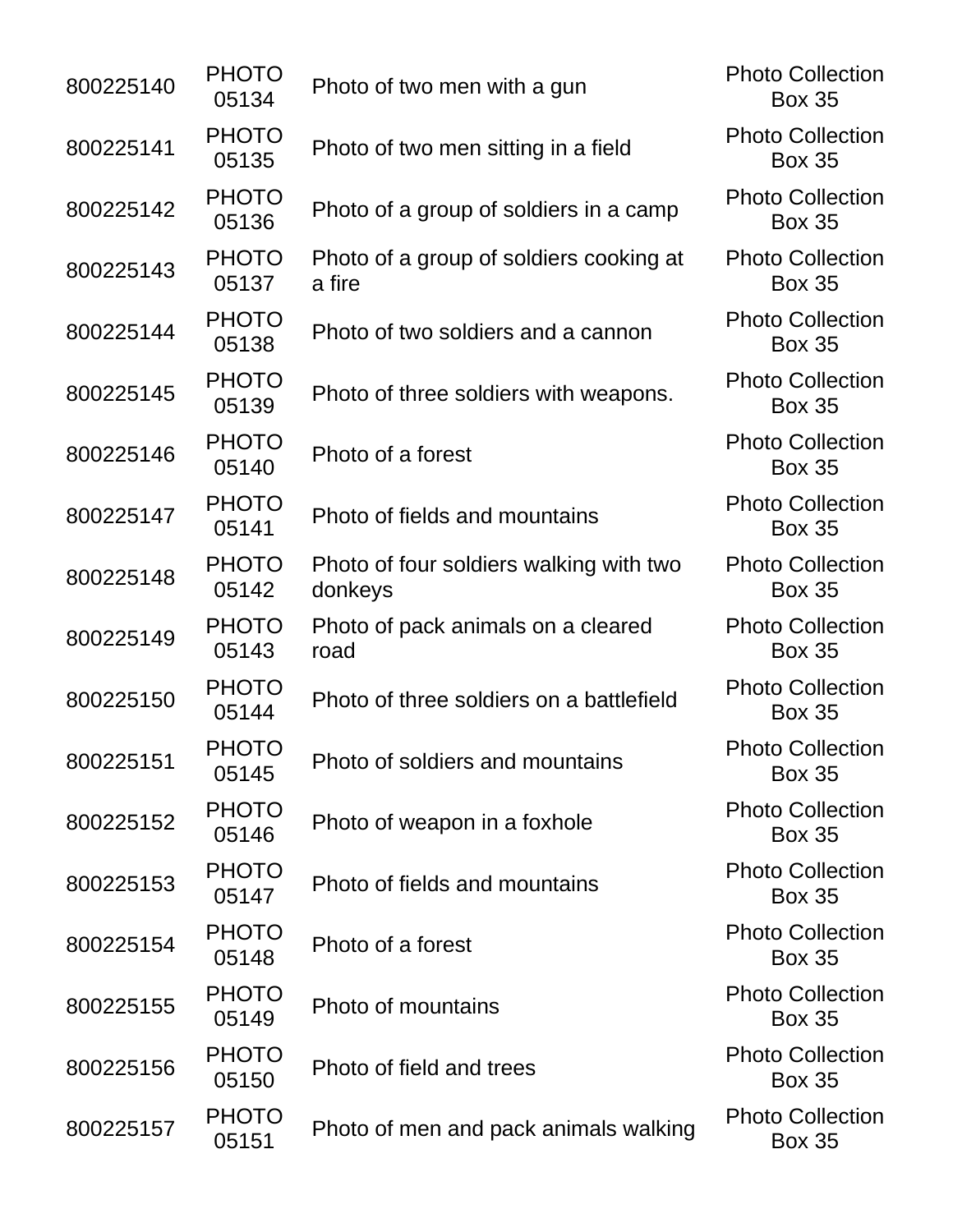| | | | |
|---|---|---|---|
| 800225140 | PHOTO 05134 | Photo of two men with a gun | Photo Collection Box 35 |
| 800225141 | PHOTO 05135 | Photo of two men sitting in a field | Photo Collection Box 35 |
| 800225142 | PHOTO 05136 | Photo of a group of soldiers in a camp | Photo Collection Box 35 |
| 800225143 | PHOTO 05137 | Photo of a group of soldiers cooking at a fire | Photo Collection Box 35 |
| 800225144 | PHOTO 05138 | Photo of two soldiers and a cannon | Photo Collection Box 35 |
| 800225145 | PHOTO 05139 | Photo of three soldiers with weapons. | Photo Collection Box 35 |
| 800225146 | PHOTO 05140 | Photo of a forest | Photo Collection Box 35 |
| 800225147 | PHOTO 05141 | Photo of fields and mountains | Photo Collection Box 35 |
| 800225148 | PHOTO 05142 | Photo of four soldiers walking with two donkeys | Photo Collection Box 35 |
| 800225149 | PHOTO 05143 | Photo of pack animals on a cleared road | Photo Collection Box 35 |
| 800225150 | PHOTO 05144 | Photo of three soldiers on a battlefield | Photo Collection Box 35 |
| 800225151 | PHOTO 05145 | Photo of soldiers and mountains | Photo Collection Box 35 |
| 800225152 | PHOTO 05146 | Photo of weapon in a foxhole | Photo Collection Box 35 |
| 800225153 | PHOTO 05147 | Photo of fields and mountains | Photo Collection Box 35 |
| 800225154 | PHOTO 05148 | Photo of a forest | Photo Collection Box 35 |
| 800225155 | PHOTO 05149 | Photo of mountains | Photo Collection Box 35 |
| 800225156 | PHOTO 05150 | Photo of field and trees | Photo Collection Box 35 |
| 800225157 | PHOTO 05151 | Photo of men and pack animals walking | Photo Collection Box 35 |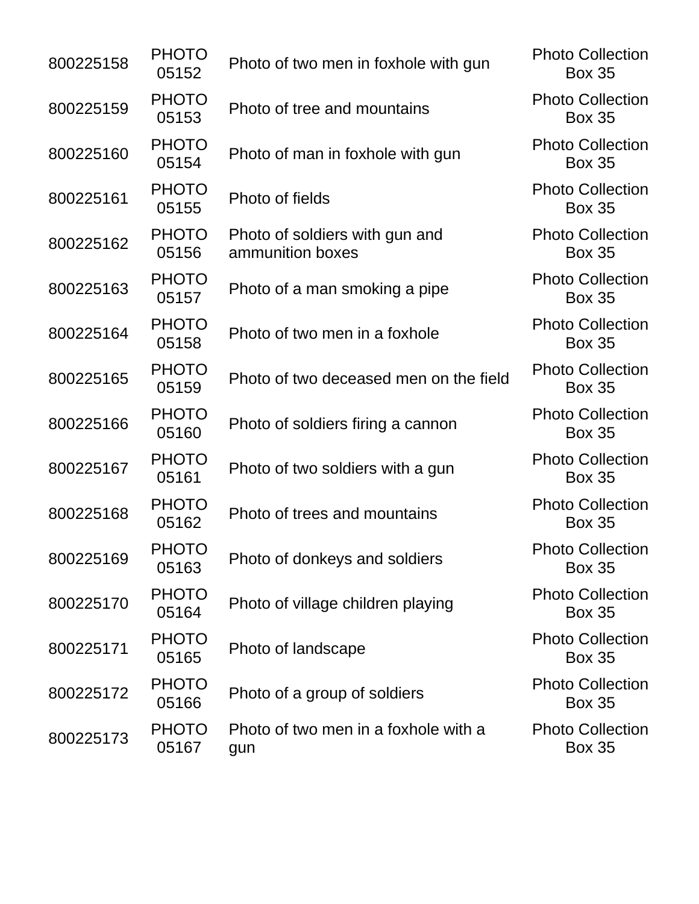| | | | |
|---|---|---|---|
| 800225158 | PHOTO 05152 | Photo of two men in foxhole with gun | Photo Collection Box 35 |
| 800225159 | PHOTO 05153 | Photo of tree and mountains | Photo Collection Box 35 |
| 800225160 | PHOTO 05154 | Photo of man in foxhole with gun | Photo Collection Box 35 |
| 800225161 | PHOTO 05155 | Photo of fields | Photo Collection Box 35 |
| 800225162 | PHOTO 05156 | Photo of soldiers with gun and ammunition boxes | Photo Collection Box 35 |
| 800225163 | PHOTO 05157 | Photo of a man smoking a pipe | Photo Collection Box 35 |
| 800225164 | PHOTO 05158 | Photo of two men in a foxhole | Photo Collection Box 35 |
| 800225165 | PHOTO 05159 | Photo of two deceased men on the field | Photo Collection Box 35 |
| 800225166 | PHOTO 05160 | Photo of soldiers firing a cannon | Photo Collection Box 35 |
| 800225167 | PHOTO 05161 | Photo of two soldiers with a gun | Photo Collection Box 35 |
| 800225168 | PHOTO 05162 | Photo of trees and mountains | Photo Collection Box 35 |
| 800225169 | PHOTO 05163 | Photo of donkeys and soldiers | Photo Collection Box 35 |
| 800225170 | PHOTO 05164 | Photo of village children playing | Photo Collection Box 35 |
| 800225171 | PHOTO 05165 | Photo of landscape | Photo Collection Box 35 |
| 800225172 | PHOTO 05166 | Photo of a group of soldiers | Photo Collection Box 35 |
| 800225173 | PHOTO 05167 | Photo of two men in a foxhole with a gun | Photo Collection Box 35 |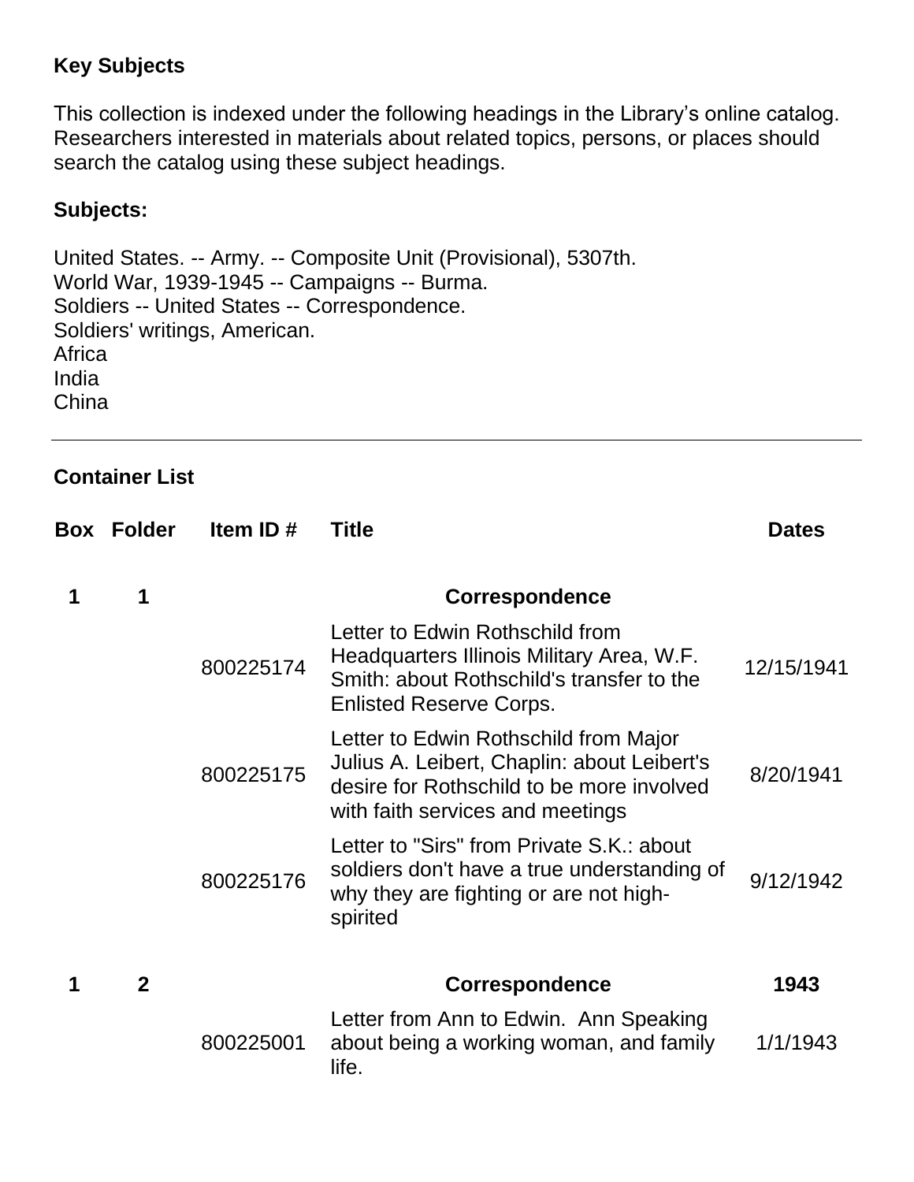**Key Subjects**

This collection is indexed under the following headings in the Library's online catalog. Researchers interested in materials about related topics, persons, or places should search the catalog using these subject headings.

**Subjects:**

United States. -- Army. -- Composite Unit (Provisional), 5307th.
World War, 1939-1945 -- Campaigns -- Burma.
Soldiers -- United States -- Correspondence.
Soldiers' writings, American.
Africa
India
China

---

**Container List**

| Box | Folder | Item ID # | Title | Dates |
|---|---|---|---|---|
| 1 | 1 | | **Correspondence** | |
| | | 800225174 | Letter to Edwin Rothschild from Headquarters Illinois Military Area, W.F. Smith: about Rothschild's transfer to the Enlisted Reserve Corps. | 12/15/1941 |
| | | 800225175 | Letter to Edwin Rothschild from Major Julius A. Leibert, Chaplin: about Leibert's desire for Rothschild to be more involved with faith services and meetings | 8/20/1941 |
| | | 800225176 | Letter to "Sirs" from Private S.K.: about soldiers don't have a true understanding of why they are fighting or are not high-spirited | 9/12/1942 |
| 1 | 2 | | **Correspondence** | **1943** |
| | | 800225001 | Letter from Ann to Edwin. Ann Speaking about being a working woman, and family life. | 1/1/1943 |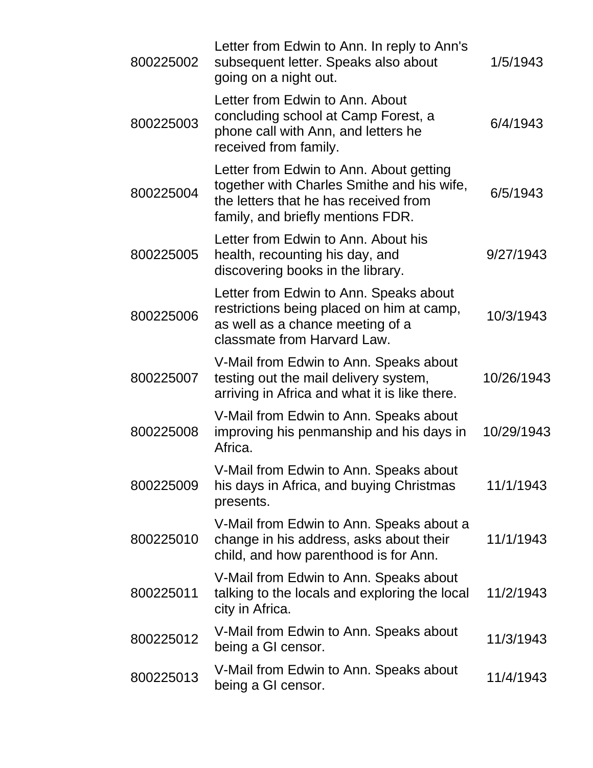| | | |
|---|---|---|
| 800225002 | Letter from Edwin to Ann. In reply to Ann's subsequent letter. Speaks also about going on a night out. | 1/5/1943 |
| 800225003 | Letter from Edwin to Ann. About concluding school at Camp Forest, a phone call with Ann, and letters he received from family. | 6/4/1943 |
| 800225004 | Letter from Edwin to Ann. About getting together with Charles Smithe and his wife, the letters that he has received from family, and briefly mentions FDR. | 6/5/1943 |
| 800225005 | Letter from Edwin to Ann. About his health, recounting his day, and discovering books in the library. | 9/27/1943 |
| 800225006 | Letter from Edwin to Ann. Speaks about restrictions being placed on him at camp, as well as a chance meeting of a classmate from Harvard Law. | 10/3/1943 |
| 800225007 | V-Mail from Edwin to Ann. Speaks about testing out the mail delivery system, arriving in Africa and what it is like there. | 10/26/1943 |
| 800225008 | V-Mail from Edwin to Ann. Speaks about improving his penmanship and his days in Africa. | 10/29/1943 |
| 800225009 | V-Mail from Edwin to Ann. Speaks about his days in Africa, and buying Christmas presents. | 11/1/1943 |
| 800225010 | V-Mail from Edwin to Ann. Speaks about a change in his address, asks about their child, and how parenthood is for Ann. | 11/1/1943 |
| 800225011 | V-Mail from Edwin to Ann. Speaks about talking to the locals and exploring the local city in Africa. | 11/2/1943 |
| 800225012 | V-Mail from Edwin to Ann. Speaks about being a GI censor. | 11/3/1943 |
| 800225013 | V-Mail from Edwin to Ann. Speaks about being a GI censor. | 11/4/1943 |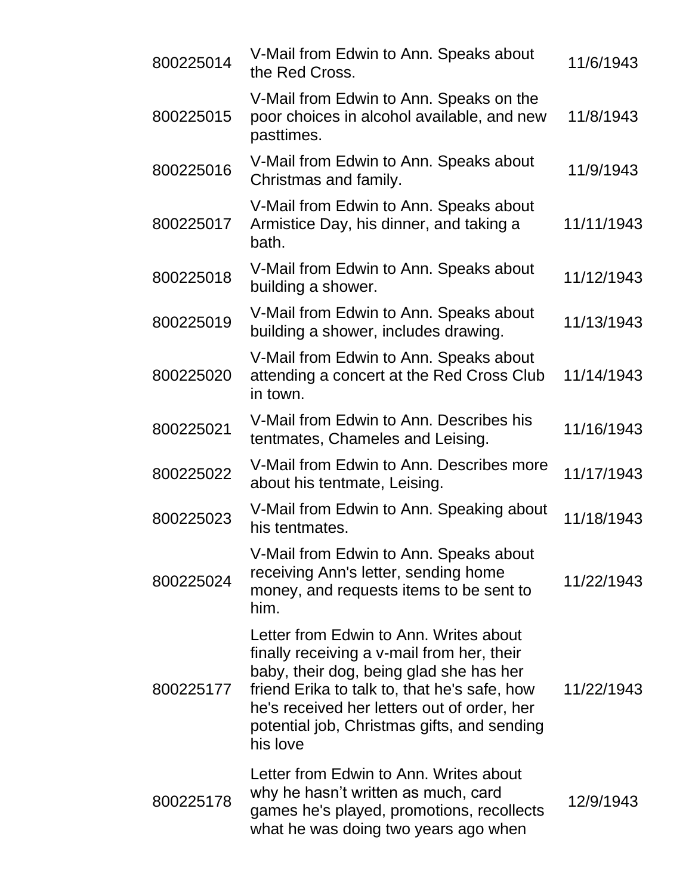| | | |
|---|---|---|
| 800225014 | V-Mail from Edwin to Ann. Speaks about the Red Cross. | 11/6/1943 |
| 800225015 | V-Mail from Edwin to Ann. Speaks on the poor choices in alcohol available, and new pasttimes. | 11/8/1943 |
| 800225016 | V-Mail from Edwin to Ann. Speaks about Christmas and family. | 11/9/1943 |
| 800225017 | V-Mail from Edwin to Ann. Speaks about Armistice Day, his dinner, and taking a bath. | 11/11/1943 |
| 800225018 | V-Mail from Edwin to Ann. Speaks about building a shower. | 11/12/1943 |
| 800225019 | V-Mail from Edwin to Ann. Speaks about building a shower, includes drawing. | 11/13/1943 |
| 800225020 | V-Mail from Edwin to Ann. Speaks about attending a concert at the Red Cross Club in town. | 11/14/1943 |
| 800225021 | V-Mail from Edwin to Ann. Describes his tentmates, Chameles and Leising. | 11/16/1943 |
| 800225022 | V-Mail from Edwin to Ann. Describes more about his tentmate, Leising. | 11/17/1943 |
| 800225023 | V-Mail from Edwin to Ann. Speaking about his tentmates. | 11/18/1943 |
| 800225024 | V-Mail from Edwin to Ann. Speaks about receiving Ann's letter, sending home money, and requests items to be sent to him. | 11/22/1943 |
| 800225177 | Letter from Edwin to Ann. Writes about finally receiving a v-mail from her, their baby, their dog, being glad she has her friend Erika to talk to, that he's safe, how he's received her letters out of order, her potential job, Christmas gifts, and sending his love | 11/22/1943 |
| 800225178 | Letter from Edwin to Ann. Writes about why he hasn't written as much, card games he's played, promotions, recollects what he was doing two years ago when | 12/9/1943 |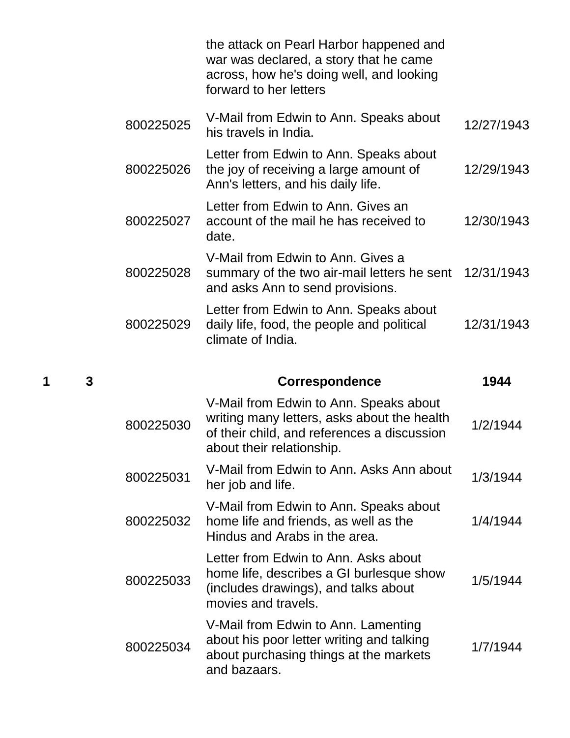| Box | Folder | Item ID | Description | Date |
|---|---|---|---|---|
| | | | the attack on Pearl Harbor happened and war was declared, a story that he came across, how he's doing well, and looking forward to her letters | |
| | | 800225025 | V-Mail from Edwin to Ann. Speaks about his travels in India. | 12/27/1943 |
| | | 800225026 | Letter from Edwin to Ann. Speaks about the joy of receiving a large amount of Ann's letters, and his daily life. | 12/29/1943 |
| | | 800225027 | Letter from Edwin to Ann. Gives an account of the mail he has received to date. | 12/30/1943 |
| | | 800225028 | V-Mail from Edwin to Ann. Gives a summary of the two air-mail letters he sent and asks Ann to send provisions. | 12/31/1943 |
| | | 800225029 | Letter from Edwin to Ann. Speaks about daily life, food, the people and political climate of India. | 12/31/1943 |
| **1** | **3** | | **Correspondence** | **1944** |
| | | 800225030 | V-Mail from Edwin to Ann. Speaks about writing many letters, asks about the health of their child, and references a discussion about their relationship. | 1/2/1944 |
| | | 800225031 | V-Mail from Edwin to Ann. Asks Ann about her job and life. | 1/3/1944 |
| | | 800225032 | V-Mail from Edwin to Ann. Speaks about home life and friends, as well as the Hindus and Arabs in the area. | 1/4/1944 |
| | | 800225033 | Letter from Edwin to Ann. Asks about home life, describes a GI burlesque show (includes drawings), and talks about movies and travels. | 1/5/1944 |
| | | 800225034 | V-Mail from Edwin to Ann. Lamenting about his poor letter writing and talking about purchasing things at the markets and bazaars. | 1/7/1944 |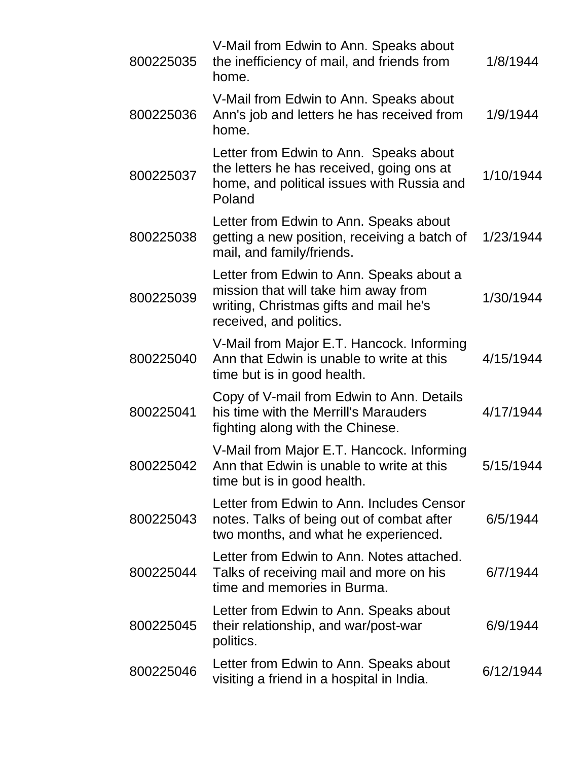| | | |
|---|---|---|
| 800225035 | V-Mail from Edwin to Ann. Speaks about the inefficiency of mail, and friends from home. | 1/8/1944 |
| 800225036 | V-Mail from Edwin to Ann. Speaks about Ann's job and letters he has received from home. | 1/9/1944 |
| 800225037 | Letter from Edwin to Ann.  Speaks about the letters he has received, going ons at home, and political issues with Russia and Poland | 1/10/1944 |
| 800225038 | Letter from Edwin to Ann. Speaks about getting a new position, receiving a batch of mail, and family/friends. | 1/23/1944 |
| 800225039 | Letter from Edwin to Ann. Speaks about a mission that will take him away from writing, Christmas gifts and mail he's received, and politics. | 1/30/1944 |
| 800225040 | V-Mail from Major E.T. Hancock. Informing Ann that Edwin is unable to write at this time but is in good health. | 4/15/1944 |
| 800225041 | Copy of V-mail from Edwin to Ann. Details his time with the Merrill's Marauders fighting along with the Chinese. | 4/17/1944 |
| 800225042 | V-Mail from Major E.T. Hancock. Informing Ann that Edwin is unable to write at this time but is in good health. | 5/15/1944 |
| 800225043 | Letter from Edwin to Ann. Includes Censor notes. Talks of being out of combat after two months, and what he experienced. | 6/5/1944 |
| 800225044 | Letter from Edwin to Ann. Notes attached. Talks of receiving mail and more on his time and memories in Burma. | 6/7/1944 |
| 800225045 | Letter from Edwin to Ann. Speaks about their relationship, and war/post-war politics. | 6/9/1944 |
| 800225046 | Letter from Edwin to Ann. Speaks about visiting a friend in a hospital in India. | 6/12/1944 |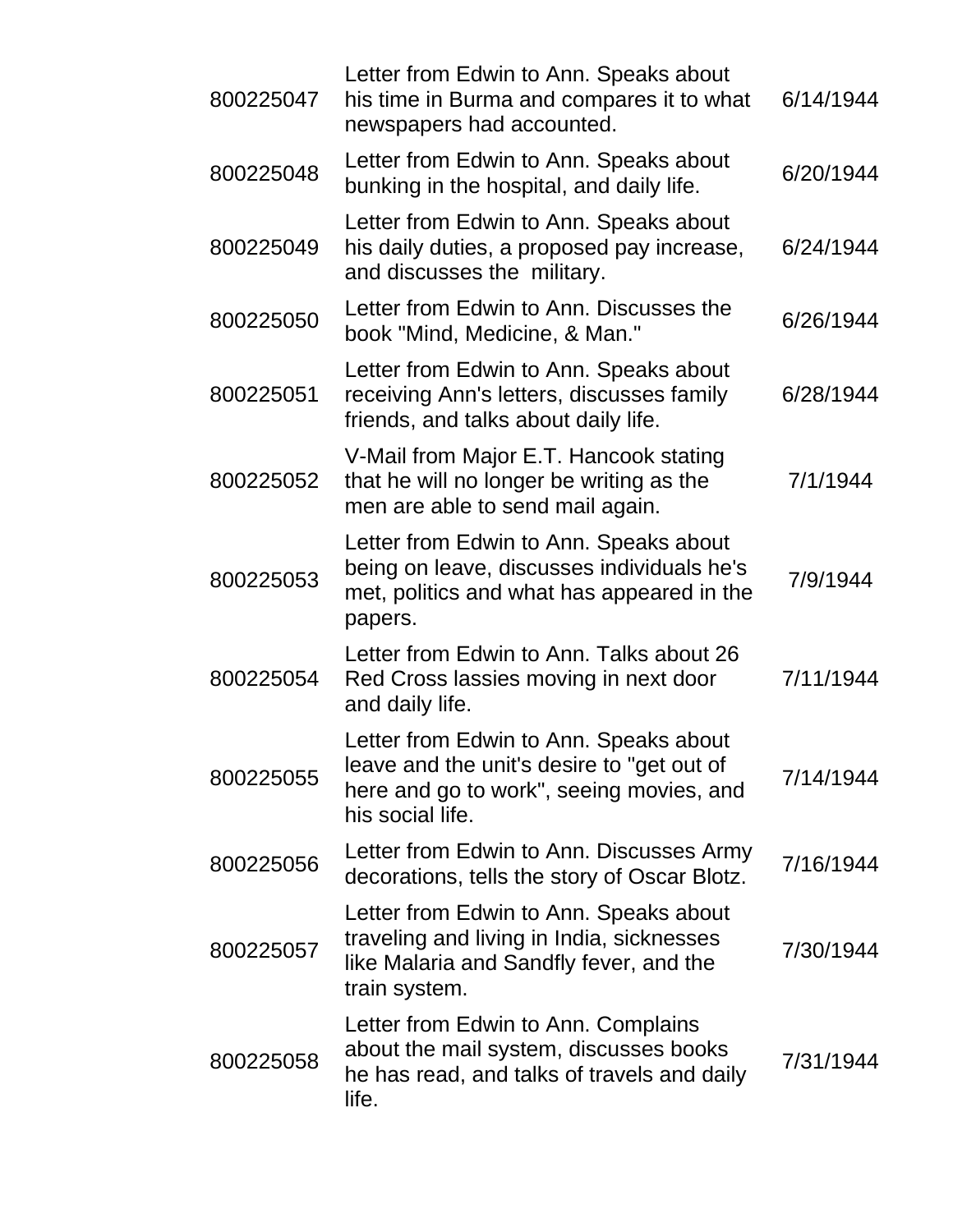| | | |
|---|---|---|
| 800225047 | Letter from Edwin to Ann. Speaks about his time in Burma and compares it to what newspapers had accounted. | 6/14/1944 |
| 800225048 | Letter from Edwin to Ann. Speaks about bunking in the hospital, and daily life. | 6/20/1944 |
| 800225049 | Letter from Edwin to Ann. Speaks about his daily duties, a proposed pay increase, and discusses the military. | 6/24/1944 |
| 800225050 | Letter from Edwin to Ann. Discusses the book "Mind, Medicine, & Man." | 6/26/1944 |
| 800225051 | Letter from Edwin to Ann. Speaks about receiving Ann's letters, discusses family friends, and talks about daily life. | 6/28/1944 |
| 800225052 | V-Mail from Major E.T. Hancook stating that he will no longer be writing as the men are able to send mail again. | 7/1/1944 |
| 800225053 | Letter from Edwin to Ann. Speaks about being on leave, discusses individuals he's met, politics and what has appeared in the papers. | 7/9/1944 |
| 800225054 | Letter from Edwin to Ann. Talks about 26 Red Cross lassies moving in next door and daily life. | 7/11/1944 |
| 800225055 | Letter from Edwin to Ann. Speaks about leave and the unit's desire to "get out of here and go to work", seeing movies, and his social life. | 7/14/1944 |
| 800225056 | Letter from Edwin to Ann. Discusses Army decorations, tells the story of Oscar Blotz. | 7/16/1944 |
| 800225057 | Letter from Edwin to Ann. Speaks about traveling and living in India, sicknesses like Malaria and Sandfly fever, and the train system. | 7/30/1944 |
| 800225058 | Letter from Edwin to Ann. Complains about the mail system, discusses books he has read, and talks of travels and daily life. | 7/31/1944 |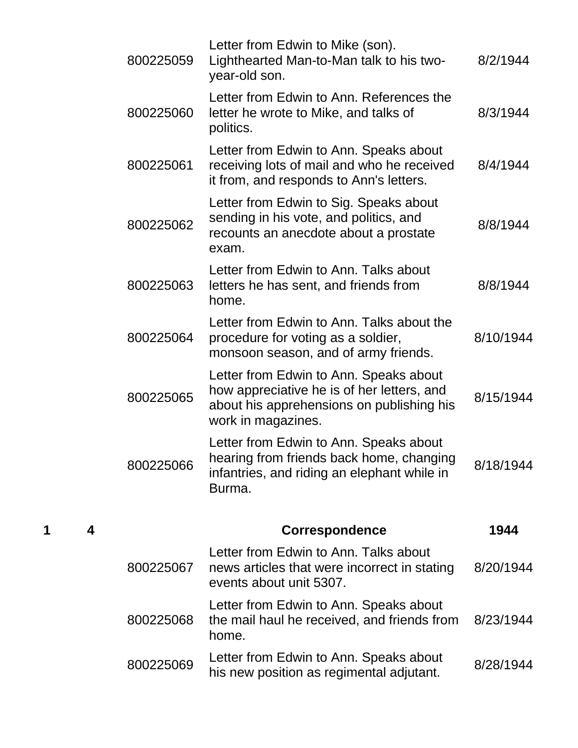| Box | Folder | Item ID | Description | Date |
|---|---|---|---|---|
| | | 800225059 | Letter from Edwin to Mike (son). Lighthearted Man-to-Man talk to his two-year-old son. | 8/2/1944 |
| | | 800225060 | Letter from Edwin to Ann. References the letter he wrote to Mike, and talks of politics. | 8/3/1944 |
| | | 800225061 | Letter from Edwin to Ann. Speaks about receiving lots of mail and who he received it from, and responds to Ann's letters. | 8/4/1944 |
| | | 800225062 | Letter from Edwin to Sig. Speaks about sending in his vote, and politics, and recounts an anecdote about a prostate exam. | 8/8/1944 |
| | | 800225063 | Letter from Edwin to Ann. Talks about letters he has sent, and friends from home. | 8/8/1944 |
| | | 800225064 | Letter from Edwin to Ann. Talks about the procedure for voting as a soldier, monsoon season, and of army friends. | 8/10/1944 |
| | | 800225065 | Letter from Edwin to Ann. Speaks about how appreciative he is of her letters, and about his apprehensions on publishing his work in magazines. | 8/15/1944 |
| | | 800225066 | Letter from Edwin to Ann. Speaks about hearing from friends back home, changing infantries, and riding an elephant while in Burma. | 8/18/1944 |
| **1** | **4** | | **Correspondence** | **1944** |
| | | 800225067 | Letter from Edwin to Ann. Talks about news articles that were incorrect in stating events about unit 5307. | 8/20/1944 |
| | | 800225068 | Letter from Edwin to Ann. Speaks about the mail haul he received, and friends from home. | 8/23/1944 |
| | | 800225069 | Letter from Edwin to Ann. Speaks about his new position as regimental adjutant. | 8/28/1944 |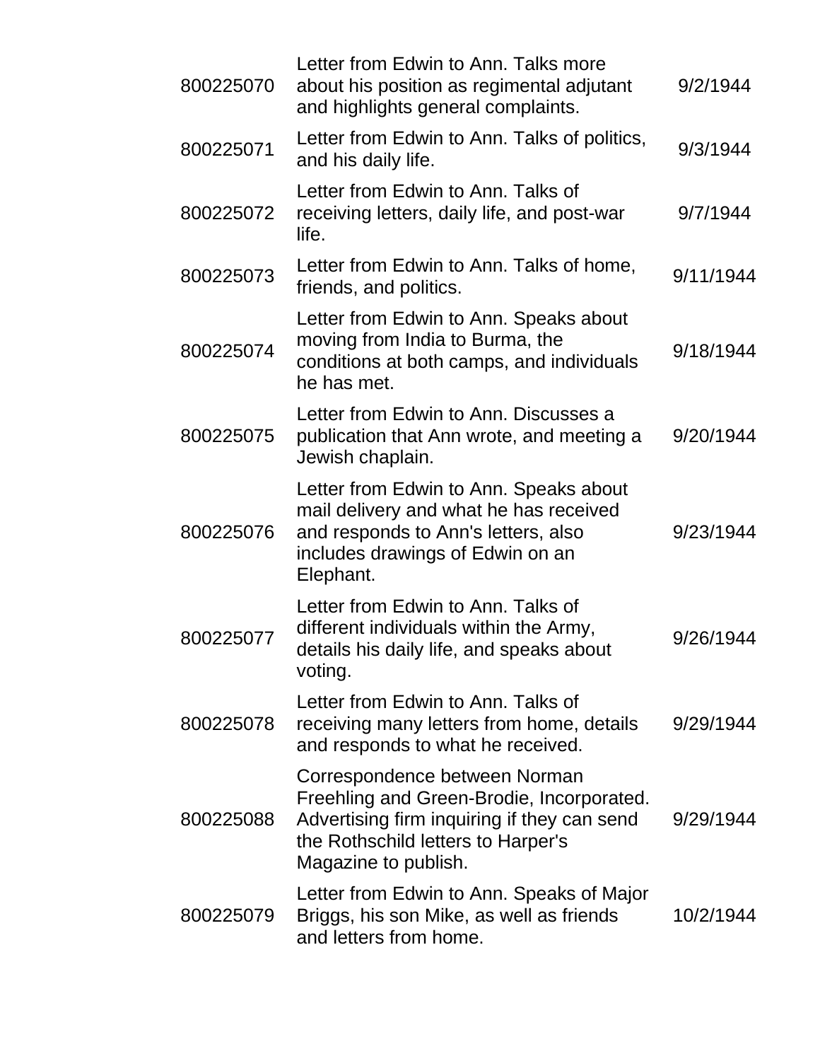| | | |
|---|---|---|
| 800225070 | Letter from Edwin to Ann. Talks more about his position as regimental adjutant and highlights general complaints. | 9/2/1944 |
| 800225071 | Letter from Edwin to Ann. Talks of politics, and his daily life. | 9/3/1944 |
| 800225072 | Letter from Edwin to Ann. Talks of receiving letters, daily life, and post-war life. | 9/7/1944 |
| 800225073 | Letter from Edwin to Ann. Talks of home, friends, and politics. | 9/11/1944 |
| 800225074 | Letter from Edwin to Ann. Speaks about moving from India to Burma, the conditions at both camps, and individuals he has met. | 9/18/1944 |
| 800225075 | Letter from Edwin to Ann. Discusses a publication that Ann wrote, and meeting a Jewish chaplain. | 9/20/1944 |
| 800225076 | Letter from Edwin to Ann. Speaks about mail delivery and what he has received and responds to Ann's letters, also includes drawings of Edwin on an Elephant. | 9/23/1944 |
| 800225077 | Letter from Edwin to Ann. Talks of different individuals within the Army, details his daily life, and speaks about voting. | 9/26/1944 |
| 800225078 | Letter from Edwin to Ann. Talks of receiving many letters from home, details and responds to what he received. | 9/29/1944 |
| 800225088 | Correspondence between Norman Freehling and Green-Brodie, Incorporated. Advertising firm inquiring if they can send the Rothschild letters to Harper's Magazine to publish. | 9/29/1944 |
| 800225079 | Letter from Edwin to Ann. Speaks of Major Briggs, his son Mike, as well as friends and letters from home. | 10/2/1944 |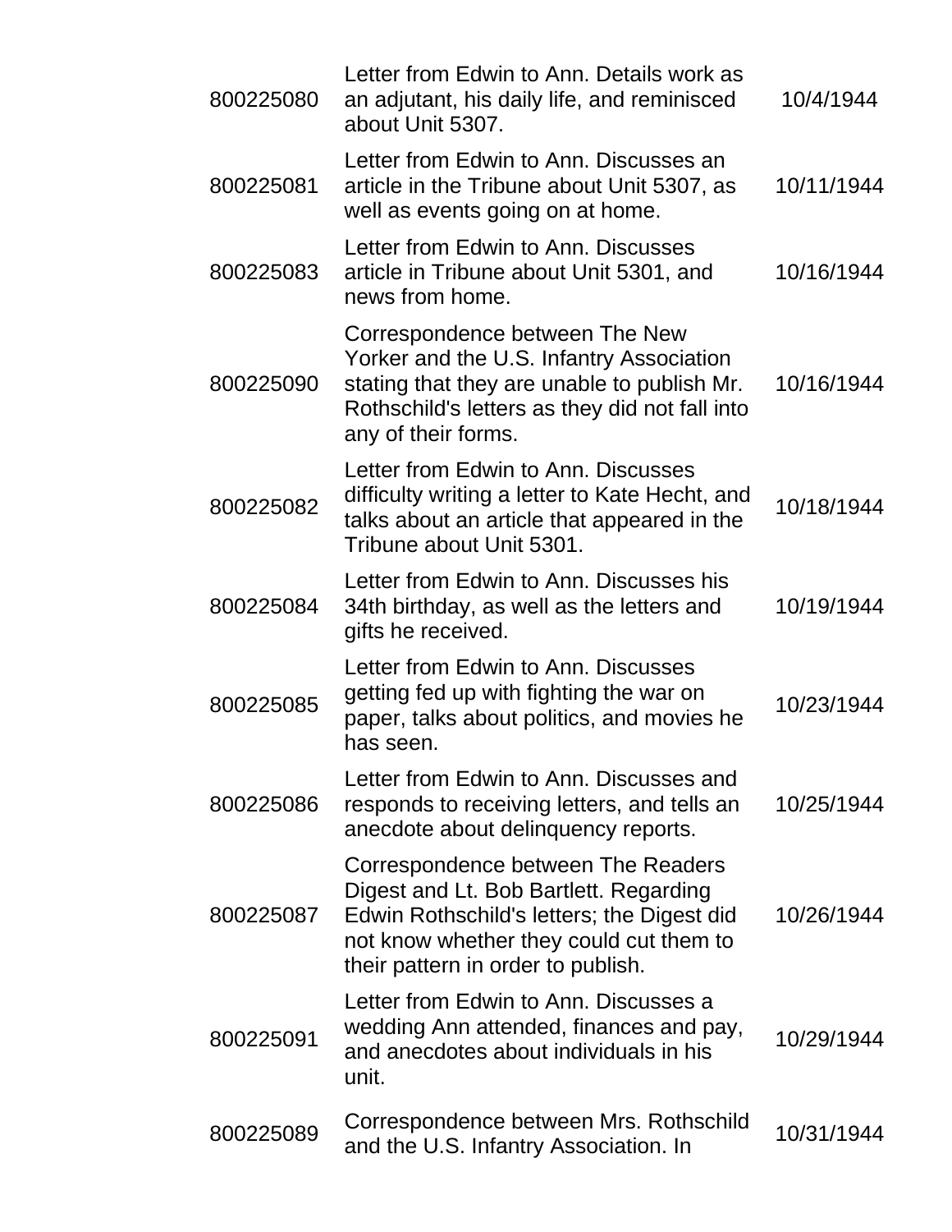| | | |
|---|---|---|
| 800225080 | Letter from Edwin to Ann. Details work as an adjutant, his daily life, and reminisced about Unit 5307. | 10/4/1944 |
| 800225081 | Letter from Edwin to Ann. Discusses an article in the Tribune about Unit 5307, as well as events going on at home. | 10/11/1944 |
| 800225083 | Letter from Edwin to Ann. Discusses article in Tribune about Unit 5301, and news from home. | 10/16/1944 |
| 800225090 | Correspondence between The New Yorker and the U.S. Infantry Association stating that they are unable to publish Mr. Rothschild's letters as they did not fall into any of their forms. | 10/16/1944 |
| 800225082 | Letter from Edwin to Ann. Discusses difficulty writing a letter to Kate Hecht, and talks about an article that appeared in the Tribune about Unit 5301. | 10/18/1944 |
| 800225084 | Letter from Edwin to Ann. Discusses his 34th birthday, as well as the letters and gifts he received. | 10/19/1944 |
| 800225085 | Letter from Edwin to Ann. Discusses getting fed up with fighting the war on paper, talks about politics, and movies he has seen. | 10/23/1944 |
| 800225086 | Letter from Edwin to Ann. Discusses and responds to receiving letters, and tells an anecdote about delinquency reports. | 10/25/1944 |
| 800225087 | Correspondence between The Readers Digest and Lt. Bob Bartlett. Regarding Edwin Rothschild's letters; the Digest did not know whether they could cut them to their pattern in order to publish. | 10/26/1944 |
| 800225091 | Letter from Edwin to Ann. Discusses a wedding Ann attended, finances and pay, and anecdotes about individuals in his unit. | 10/29/1944 |
| 800225089 | Correspondence between Mrs. Rothschild and the U.S. Infantry Association. In | 10/31/1944 |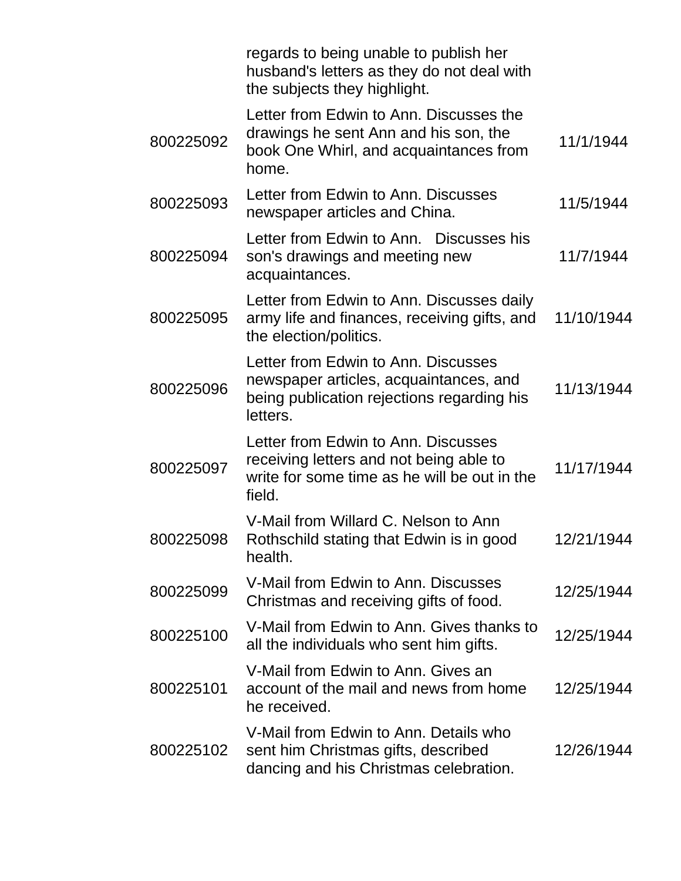| | | |
|---|---|---|
| | regards to being unable to publish her husband's letters as they do not deal with the subjects they highlight. | |
| 800225092 | Letter from Edwin to Ann. Discusses the drawings he sent Ann and his son, the book One Whirl, and acquaintances from home. | 11/1/1944 |
| 800225093 | Letter from Edwin to Ann. Discusses newspaper articles and China. | 11/5/1944 |
| 800225094 | Letter from Edwin to Ann.   Discusses his son's drawings and meeting new acquaintances. | 11/7/1944 |
| 800225095 | Letter from Edwin to Ann. Discusses daily army life and finances, receiving gifts, and the election/politics. | 11/10/1944 |
| 800225096 | Letter from Edwin to Ann. Discusses newspaper articles, acquaintances, and being publication rejections regarding his letters. | 11/13/1944 |
| 800225097 | Letter from Edwin to Ann. Discusses receiving letters and not being able to write for some time as he will be out in the field. | 11/17/1944 |
| 800225098 | V-Mail from Willard C. Nelson to Ann Rothschild stating that Edwin is in good health. | 12/21/1944 |
| 800225099 | V-Mail from Edwin to Ann. Discusses Christmas and receiving gifts of food. | 12/25/1944 |
| 800225100 | V-Mail from Edwin to Ann. Gives thanks to all the individuals who sent him gifts. | 12/25/1944 |
| 800225101 | V-Mail from Edwin to Ann. Gives an account of the mail and news from home he received. | 12/25/1944 |
| 800225102 | V-Mail from Edwin to Ann. Details who sent him Christmas gifts, described dancing and his Christmas celebration. | 12/26/1944 |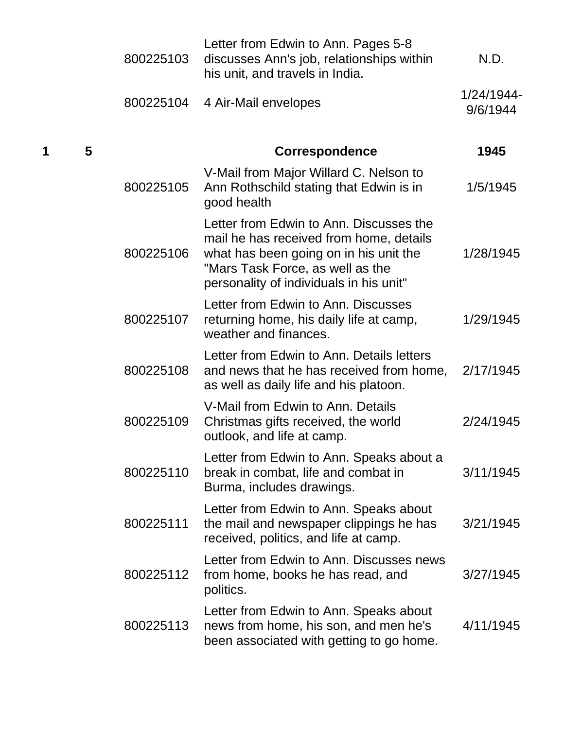| Box | Folder | Item ID | Description | Date |
|---|---|---|---|---|
| | | 800225103 | Letter from Edwin to Ann. Pages 5-8 discusses Ann's job, relationships within his unit, and travels in India. | N.D. |
| | | 800225104 | 4 Air-Mail envelopes | 1/24/1944-9/6/1944 |
| **1** | **5** | | **Correspondence** | **1945** |
| | | 800225105 | V-Mail from Major Willard C. Nelson to Ann Rothschild stating that Edwin is in good health | 1/5/1945 |
| | | 800225106 | Letter from Edwin to Ann. Discusses the mail he has received from home, details what has been going on in his unit the "Mars Task Force, as well as the personality of individuals in his unit" | 1/28/1945 |
| | | 800225107 | Letter from Edwin to Ann. Discusses returning home, his daily life at camp, weather and finances. | 1/29/1945 |
| | | 800225108 | Letter from Edwin to Ann. Details letters and news that he has received from home, as well as daily life and his platoon. | 2/17/1945 |
| | | 800225109 | V-Mail from Edwin to Ann. Details Christmas gifts received, the world outlook, and life at camp. | 2/24/1945 |
| | | 800225110 | Letter from Edwin to Ann. Speaks about a break in combat, life and combat in Burma, includes drawings. | 3/11/1945 |
| | | 800225111 | Letter from Edwin to Ann. Speaks about the mail and newspaper clippings he has received, politics, and life at camp. | 3/21/1945 |
| | | 800225112 | Letter from Edwin to Ann. Discusses news from home, books he has read, and politics. | 3/27/1945 |
| | | 800225113 | Letter from Edwin to Ann. Speaks about news from home, his son, and men he's been associated with getting to go home. | 4/11/1945 |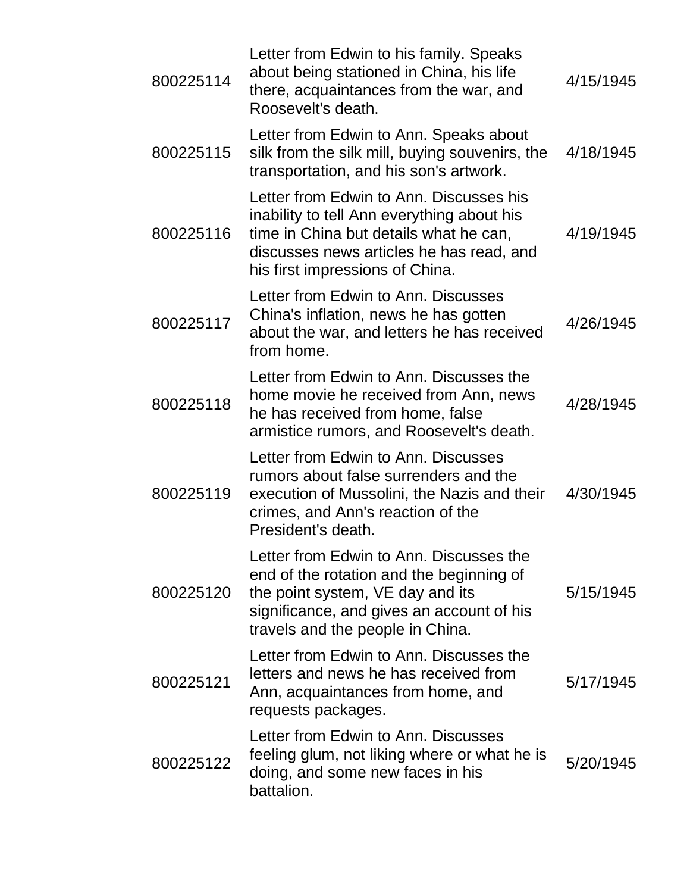| | | |
|---|---|---|
| 800225114 | Letter from Edwin to his family. Speaks about being stationed in China, his life there, acquaintances from the war, and Roosevelt's death. | 4/15/1945 |
| 800225115 | Letter from Edwin to Ann. Speaks about silk from the silk mill, buying souvenirs, the transportation, and his son's artwork. | 4/18/1945 |
| 800225116 | Letter from Edwin to Ann. Discusses his inability to tell Ann everything about his time in China but details what he can, discusses news articles he has read, and his first impressions of China. | 4/19/1945 |
| 800225117 | Letter from Edwin to Ann. Discusses China's inflation, news he has gotten about the war, and letters he has received from home. | 4/26/1945 |
| 800225118 | Letter from Edwin to Ann. Discusses the home movie he received from Ann, news he has received from home, false armistice rumors, and Roosevelt's death. | 4/28/1945 |
| 800225119 | Letter from Edwin to Ann. Discusses rumors about false surrenders and the execution of Mussolini, the Nazis and their crimes, and Ann's reaction of the President's death. | 4/30/1945 |
| 800225120 | Letter from Edwin to Ann. Discusses the end of the rotation and the beginning of the point system, VE day and its significance, and gives an account of his travels and the people in China. | 5/15/1945 |
| 800225121 | Letter from Edwin to Ann. Discusses the letters and news he has received from Ann, acquaintances from home, and requests packages. | 5/17/1945 |
| 800225122 | Letter from Edwin to Ann. Discusses feeling glum, not liking where or what he is doing, and some new faces in his battalion. | 5/20/1945 |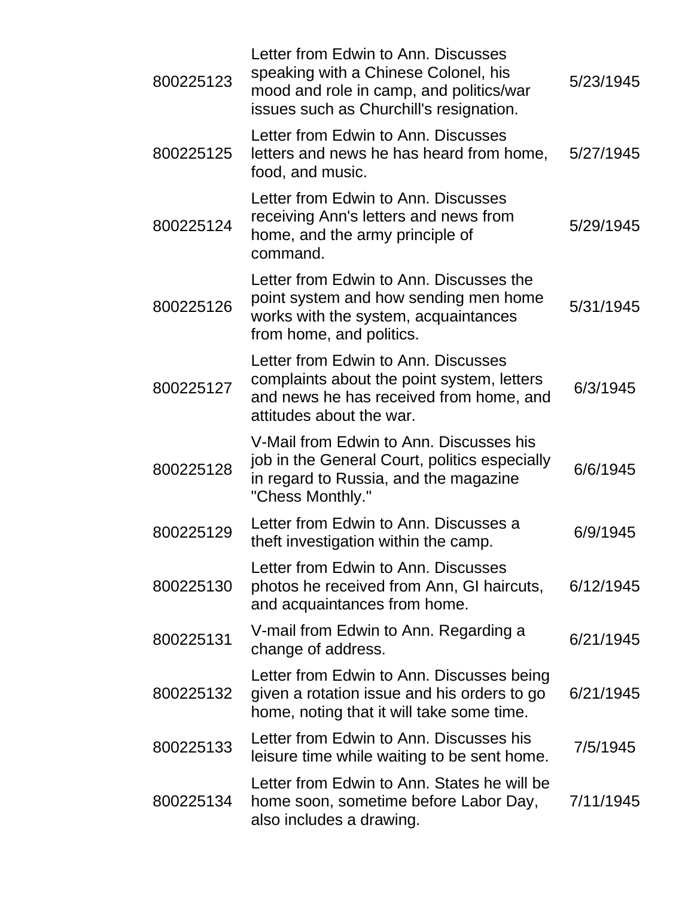| | | |
|---|---|---|
| 800225123 | Letter from Edwin to Ann. Discusses speaking with a Chinese Colonel, his mood and role in camp, and politics/war issues such as Churchill's resignation. | 5/23/1945 |
| 800225125 | Letter from Edwin to Ann. Discusses letters and news he has heard from home, food, and music. | 5/27/1945 |
| 800225124 | Letter from Edwin to Ann. Discusses receiving Ann's letters and news from home, and the army principle of command. | 5/29/1945 |
| 800225126 | Letter from Edwin to Ann. Discusses the point system and how sending men home works with the system, acquaintances from home, and politics. | 5/31/1945 |
| 800225127 | Letter from Edwin to Ann. Discusses complaints about the point system, letters and news he has received from home, and attitudes about the war. | 6/3/1945 |
| 800225128 | V-Mail from Edwin to Ann. Discusses his job in the General Court, politics especially in regard to Russia, and the magazine "Chess Monthly." | 6/6/1945 |
| 800225129 | Letter from Edwin to Ann. Discusses a theft investigation within the camp. | 6/9/1945 |
| 800225130 | Letter from Edwin to Ann. Discusses photos he received from Ann, GI haircuts, and acquaintances from home. | 6/12/1945 |
| 800225131 | V-mail from Edwin to Ann. Regarding a change of address. | 6/21/1945 |
| 800225132 | Letter from Edwin to Ann. Discusses being given a rotation issue and his orders to go home, noting that it will take some time. | 6/21/1945 |
| 800225133 | Letter from Edwin to Ann. Discusses his leisure time while waiting to be sent home. | 7/5/1945 |
| 800225134 | Letter from Edwin to Ann. States he will be home soon, sometime before Labor Day, also includes a drawing. | 7/11/1945 |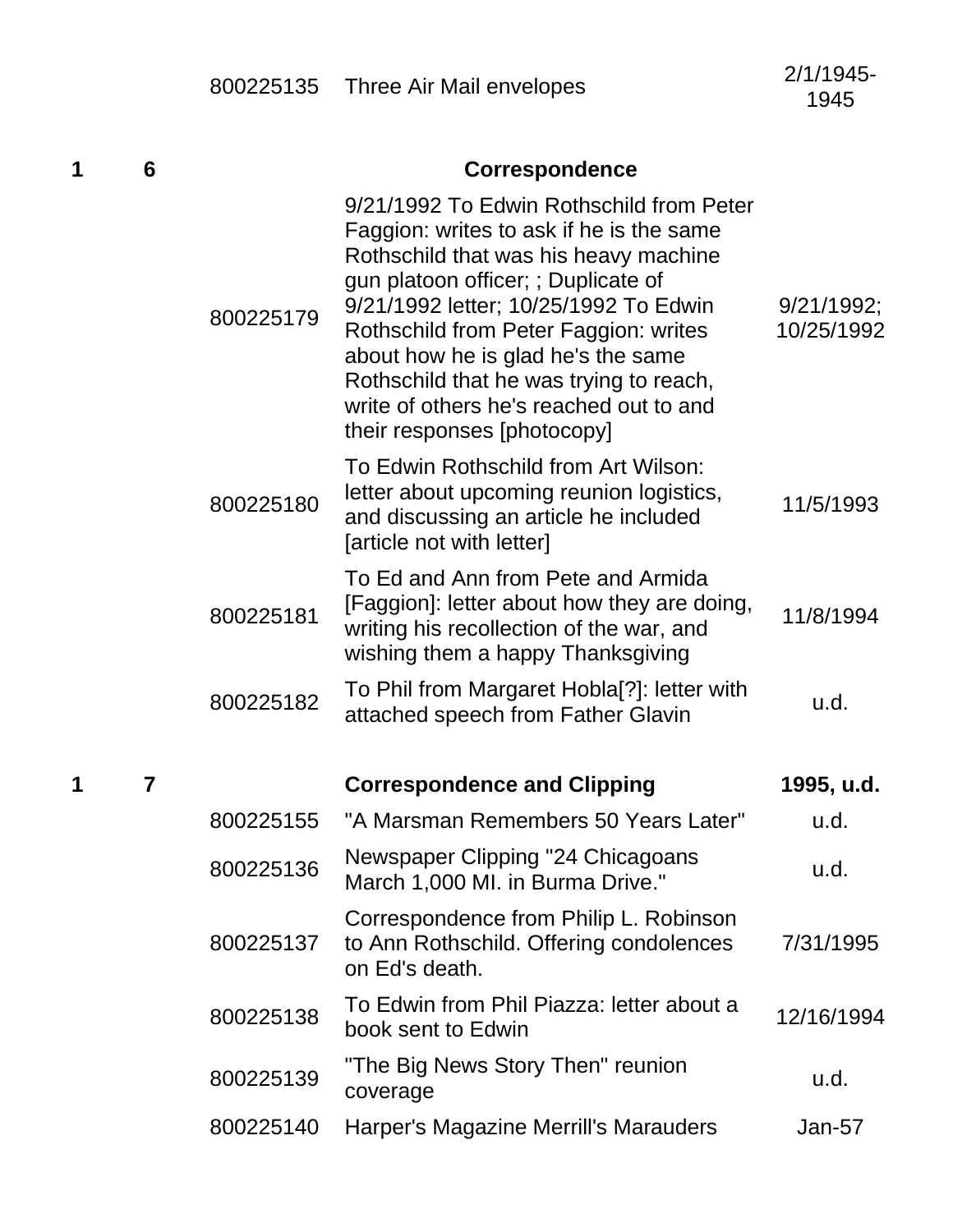| Box | Folder | Item ID | Description | Date |
|---|---|---|---|---|
| | | 800225135 | Three Air Mail envelopes | 2/1/1945-1945 |
| **1** | **6** | | **Correspondence** | |
| | | 800225179 | 9/21/1992 To Edwin Rothschild from Peter Faggion: writes to ask if he is the same Rothschild that was his heavy machine gun platoon officer; ; Duplicate of 9/21/1992 letter; 10/25/1992 To Edwin Rothschild from Peter Faggion: writes about how he is glad he's the same Rothschild that he was trying to reach, write of others he's reached out to and their responses [photocopy] | 9/21/1992; 10/25/1992 |
| | | 800225180 | To Edwin Rothschild from Art Wilson: letter about upcoming reunion logistics, and discussing an article he included [article not with letter] | 11/5/1993 |
| | | 800225181 | To Ed and Ann from Pete and Armida [Faggion]: letter about how they are doing, writing his recollection of the war, and wishing them a happy Thanksgiving | 11/8/1994 |
| | | 800225182 | To Phil from Margaret Hobla[?]: letter with attached speech from Father Glavin | u.d. |
| **1** | **7** | | **Correspondence and Clipping** | **1995, u.d.** |
| | | 800225155 | "A Marsman Remembers 50 Years Later" | u.d. |
| | | 800225136 | Newspaper Clipping "24 Chicagoans March 1,000 MI. in Burma Drive." | u.d. |
| | | 800225137 | Correspondence from Philip L. Robinson to Ann Rothschild. Offering condolences on Ed's death. | 7/31/1995 |
| | | 800225138 | To Edwin from Phil Piazza: letter about a book sent to Edwin | 12/16/1994 |
| | | 800225139 | "The Big News Story Then" reunion coverage | u.d. |
| | | 800225140 | Harper's Magazine Merrill's Marauders | Jan-57 |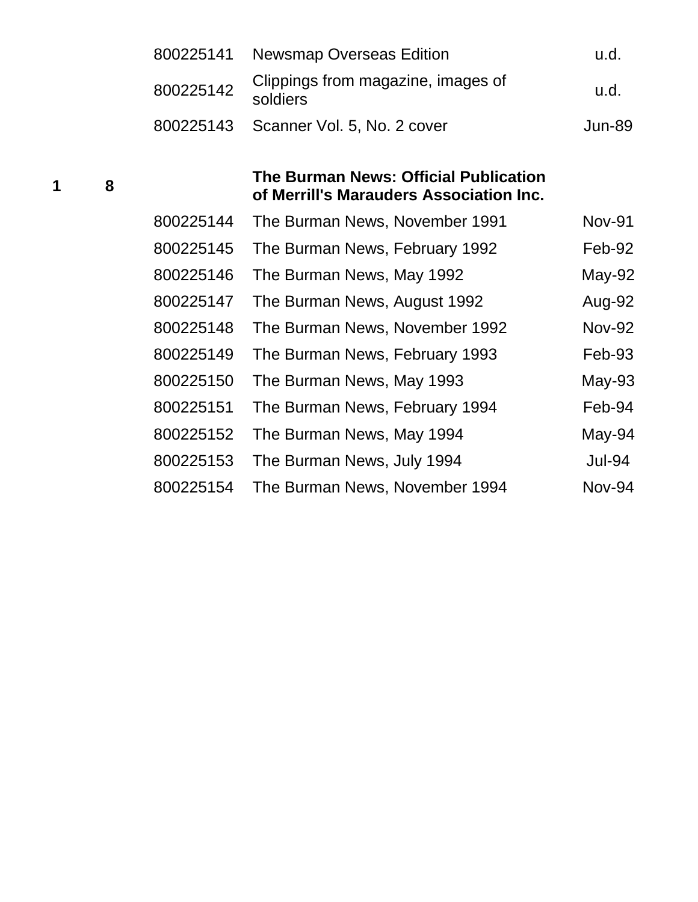| | | | | |
|---|---|---|---|---|
| | | 800225141 | Newsmap Overseas Edition | u.d. |
| | | 800225142 | Clippings from magazine, images of soldiers | u.d. |
| | | 800225143 | Scanner Vol. 5, No. 2 cover | Jun-89 |
| **1** | **8** | | **The Burman News: Official Publication of Merrill's Marauders Association Inc.** | |
| | | 800225144 | The Burman News, November 1991 | Nov-91 |
| | | 800225145 | The Burman News, February 1992 | Feb-92 |
| | | 800225146 | The Burman News, May 1992 | May-92 |
| | | 800225147 | The Burman News, August 1992 | Aug-92 |
| | | 800225148 | The Burman News, November 1992 | Nov-92 |
| | | 800225149 | The Burman News, February 1993 | Feb-93 |
| | | 800225150 | The Burman News, May 1993 | May-93 |
| | | 800225151 | The Burman News, February 1994 | Feb-94 |
| | | 800225152 | The Burman News, May 1994 | May-94 |
| | | 800225153 | The Burman News, July 1994 | Jul-94 |
| | | 800225154 | The Burman News, November 1994 | Nov-94 |